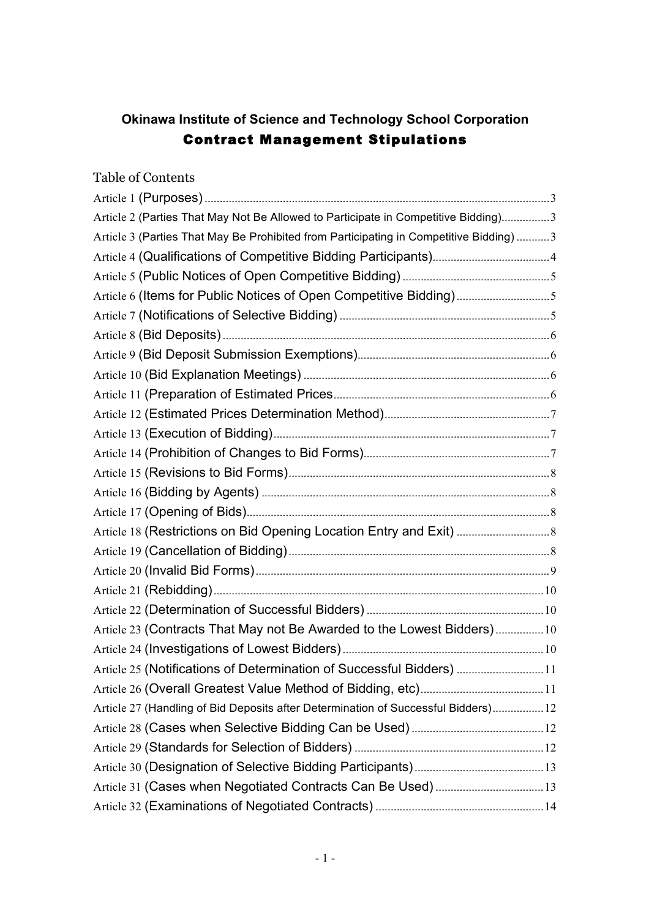# Okinawa Institute of Science and Technology School Corporation
## Contract Management Stipulations

Table of Contents

Article 1 (Purposes) .......... 3
Article 2 (Parties That May Not Be Allowed to Participate in Competitive Bidding) .......... 3
Article 3 (Parties That May Be Prohibited from Participating in Competitive Bidding) .......... 3
Article 4 (Qualifications of Competitive Bidding Participants) .......... 4
Article 5 (Public Notices of Open Competitive Bidding) .......... 5
Article 6 (Items for Public Notices of Open Competitive Bidding) .......... 5
Article 7 (Notifications of Selective Bidding) .......... 5
Article 8 (Bid Deposits) .......... 6
Article 9 (Bid Deposit Submission Exemptions) .......... 6
Article 10 (Bid Explanation Meetings) .......... 6
Article 11 (Preparation of Estimated Prices .......... 6
Article 12 (Estimated Prices Determination Method) .......... 7
Article 13 (Execution of Bidding) .......... 7
Article 14 (Prohibition of Changes to Bid Forms) .......... 7
Article 15 (Revisions to Bid Forms) .......... 8
Article 16 (Bidding by Agents) .......... 8
Article 17 (Opening of Bids) .......... 8
Article 18 (Restrictions on Bid Opening Location Entry and Exit) .......... 8
Article 19 (Cancellation of Bidding) .......... 8
Article 20 (Invalid Bid Forms) .......... 9
Article 21 (Rebidding) .......... 10
Article 22 (Determination of Successful Bidders) .......... 10
Article 23 (Contracts That May not Be Awarded to the Lowest Bidders) .......... 10
Article 24 (Investigations of Lowest Bidders) .......... 10
Article 25 (Notifications of Determination of Successful Bidders) .......... 11
Article 26 (Overall Greatest Value Method of Bidding, etc) .......... 11
Article 27 (Handling of Bid Deposits after Determination of Successful Bidders) .......... 12
Article 28 (Cases when Selective Bidding Can be Used) .......... 12
Article 29 (Standards for Selection of Bidders) .......... 12
Article 30 (Designation of Selective Bidding Participants) .......... 13
Article 31 (Cases when Negotiated Contracts Can Be Used) .......... 13
Article 32 (Examinations of Negotiated Contracts) .......... 14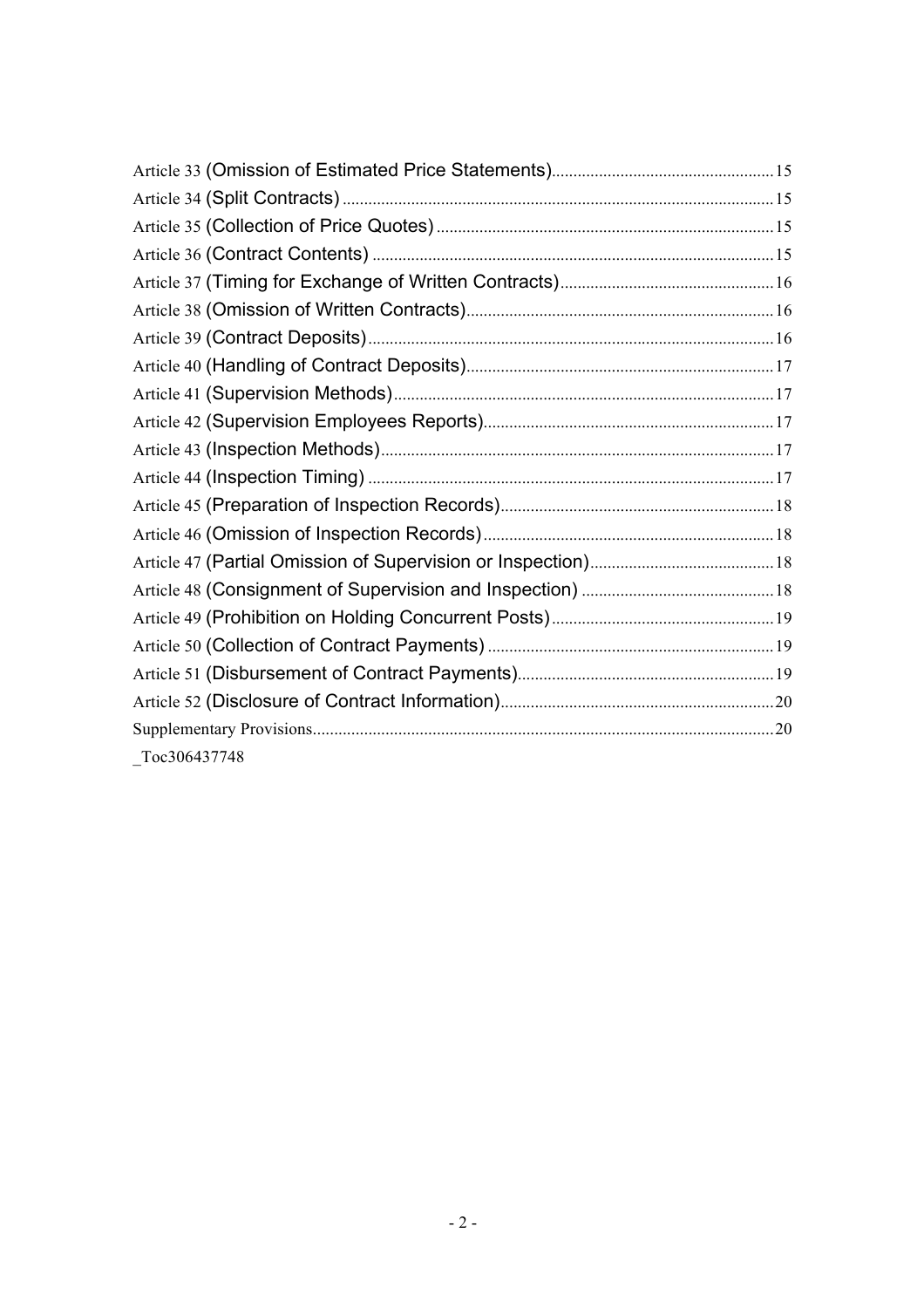Article 33 (Omission of Estimated Price Statements) 15
Article 34 (Split Contracts) 15
Article 35 (Collection of Price Quotes) 15
Article 36 (Contract Contents) 15
Article 37 (Timing for Exchange of Written Contracts) 16
Article 38 (Omission of Written Contracts) 16
Article 39 (Contract Deposits) 16
Article 40 (Handling of Contract Deposits) 17
Article 41 (Supervision Methods) 17
Article 42 (Supervision Employees Reports) 17
Article 43 (Inspection Methods) 17
Article 44 (Inspection Timing) 17
Article 45 (Preparation of Inspection Records) 18
Article 46 (Omission of Inspection Records) 18
Article 47 (Partial Omission of Supervision or Inspection) 18
Article 48 (Consignment of Supervision and Inspection) 18
Article 49 (Prohibition on Holding Concurrent Posts) 19
Article 50 (Collection of Contract Payments) 19
Article 51 (Disbursement of Contract Payments) 19
Article 52 (Disclosure of Contract Information) 20
Supplementary Provisions 20
_Toc306437748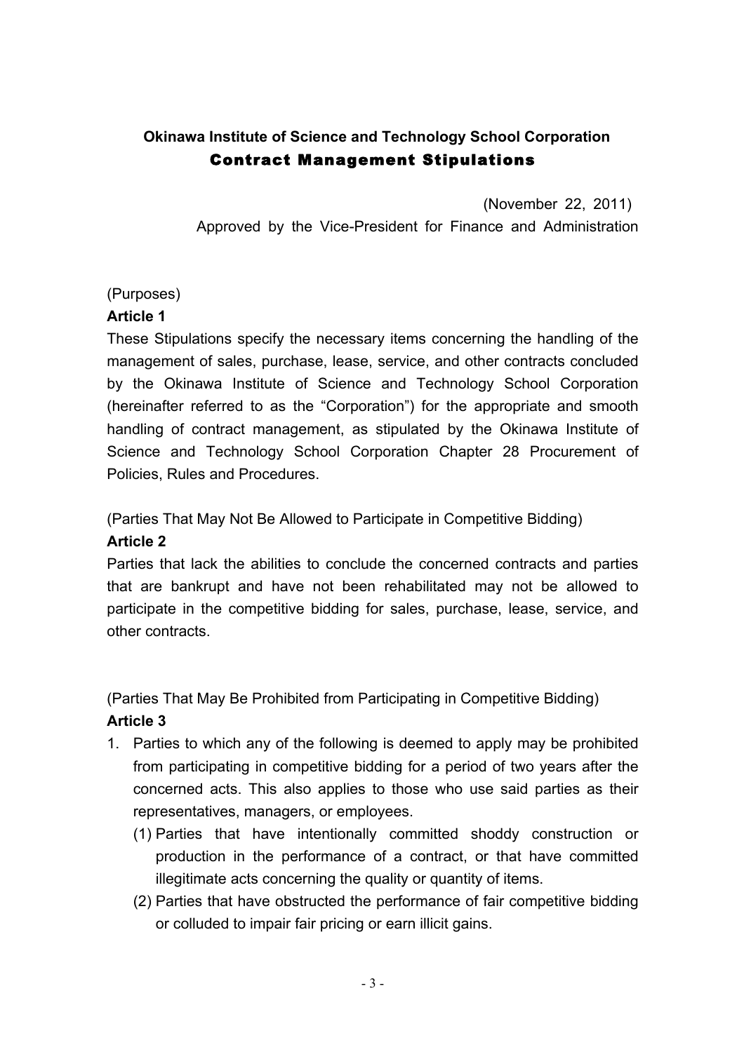**Okinawa Institute of Science and Technology School Corporation**

# Contract Management Stipulations

(November 22, 2011)

Approved by the Vice-President for Finance and Administration

(Purposes)

**Article 1**

These Stipulations specify the necessary items concerning the handling of the management of sales, purchase, lease, service, and other contracts concluded by the Okinawa Institute of Science and Technology School Corporation (hereinafter referred to as the "Corporation") for the appropriate and smooth handling of contract management, as stipulated by the Okinawa Institute of Science and Technology School Corporation Chapter 28 Procurement of Policies, Rules and Procedures.

(Parties That May Not Be Allowed to Participate in Competitive Bidding)

**Article 2**

Parties that lack the abilities to conclude the concerned contracts and parties that are bankrupt and have not been rehabilitated may not be allowed to participate in the competitive bidding for sales, purchase, lease, service, and other contracts.

(Parties That May Be Prohibited from Participating in Competitive Bidding)

**Article 3**

1. Parties to which any of the following is deemed to apply may be prohibited from participating in competitive bidding for a period of two years after the concerned acts. This also applies to those who use said parties as their representatives, managers, or employees.
   (1) Parties that have intentionally committed shoddy construction or production in the performance of a contract, or that have committed illegitimate acts concerning the quality or quantity of items.
   (2) Parties that have obstructed the performance of fair competitive bidding or colluded to impair fair pricing or earn illicit gains.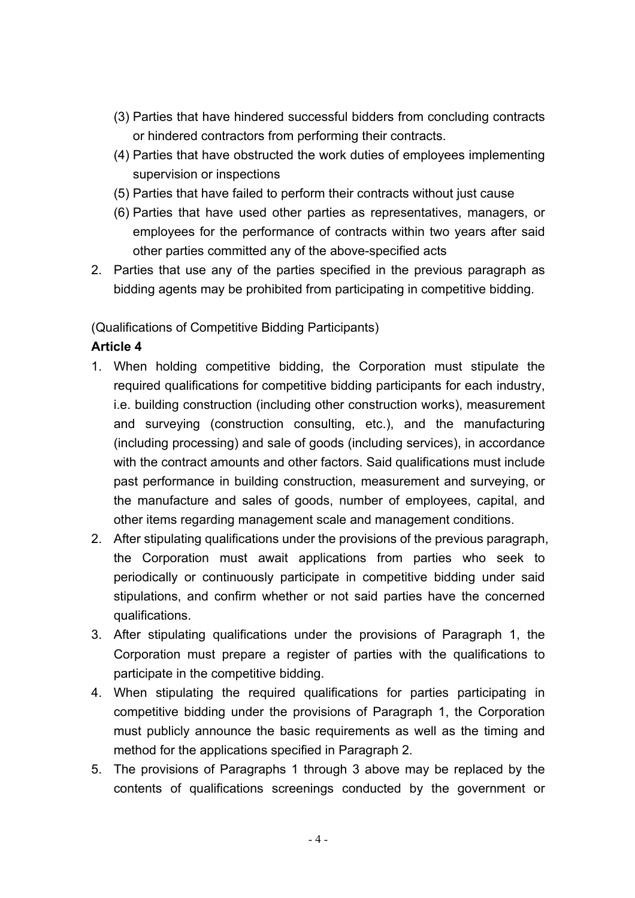(3) Parties that have hindered successful bidders from concluding contracts or hindered contractors from performing their contracts.
(4) Parties that have obstructed the work duties of employees implementing supervision or inspections
(5) Parties that have failed to perform their contracts without just cause
(6) Parties that have used other parties as representatives, managers, or employees for the performance of contracts within two years after said other parties committed any of the above-specified acts

2. Parties that use any of the parties specified in the previous paragraph as bidding agents may be prohibited from participating in competitive bidding.

(Qualifications of Competitive Bidding Participants)

**Article 4**

1. When holding competitive bidding, the Corporation must stipulate the required qualifications for competitive bidding participants for each industry, i.e. building construction (including other construction works), measurement and surveying (construction consulting, etc.), and the manufacturing (including processing) and sale of goods (including services), in accordance with the contract amounts and other factors. Said qualifications must include past performance in building construction, measurement and surveying, or the manufacture and sales of goods, number of employees, capital, and other items regarding management scale and management conditions.
2. After stipulating qualifications under the provisions of the previous paragraph, the Corporation must await applications from parties who seek to periodically or continuously participate in competitive bidding under said stipulations, and confirm whether or not said parties have the concerned qualifications.
3. After stipulating qualifications under the provisions of Paragraph 1, the Corporation must prepare a register of parties with the qualifications to participate in the competitive bidding.
4. When stipulating the required qualifications for parties participating in competitive bidding under the provisions of Paragraph 1, the Corporation must publicly announce the basic requirements as well as the timing and method for the applications specified in Paragraph 2.
5. The provisions of Paragraphs 1 through 3 above may be replaced by the contents of qualifications screenings conducted by the government or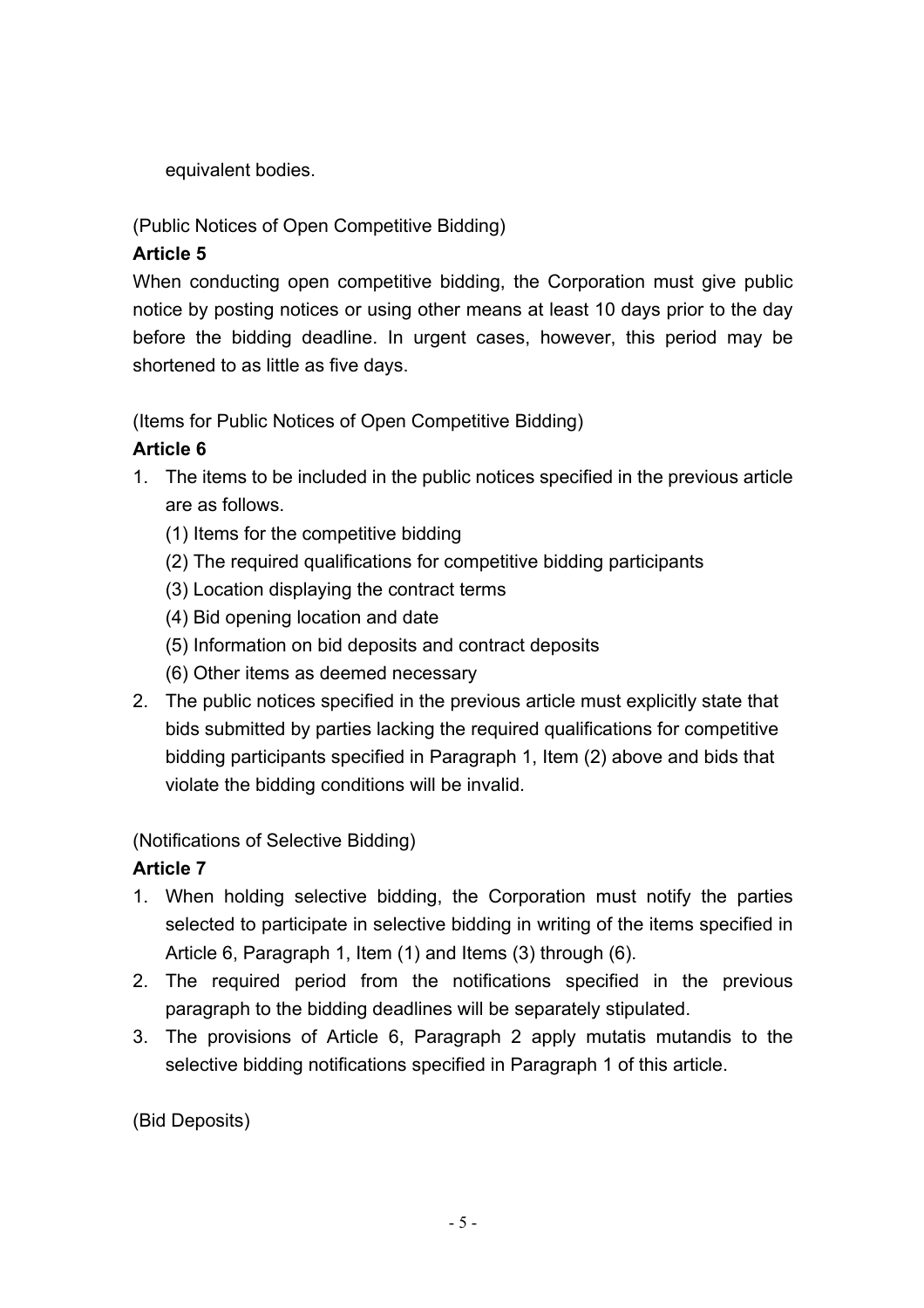equivalent bodies.

(Public Notices of Open Competitive Bidding)

**Article 5**

When conducting open competitive bidding, the Corporation must give public notice by posting notices or using other means at least 10 days prior to the day before the bidding deadline. In urgent cases, however, this period may be shortened to as little as five days.

(Items for Public Notices of Open Competitive Bidding)

**Article 6**

1. The items to be included in the public notices specified in the previous article are as follows.
   (1) Items for the competitive bidding
   (2) The required qualifications for competitive bidding participants
   (3) Location displaying the contract terms
   (4) Bid opening location and date
   (5) Information on bid deposits and contract deposits
   (6) Other items as deemed necessary
2. The public notices specified in the previous article must explicitly state that bids submitted by parties lacking the required qualifications for competitive bidding participants specified in Paragraph 1, Item (2) above and bids that violate the bidding conditions will be invalid.

(Notifications of Selective Bidding)

**Article 7**

1. When holding selective bidding, the Corporation must notify the parties selected to participate in selective bidding in writing of the items specified in Article 6, Paragraph 1, Item (1) and Items (3) through (6).
2. The required period from the notifications specified in the previous paragraph to the bidding deadlines will be separately stipulated.
3. The provisions of Article 6, Paragraph 2 apply mutatis mutandis to the selective bidding notifications specified in Paragraph 1 of this article.

(Bid Deposits)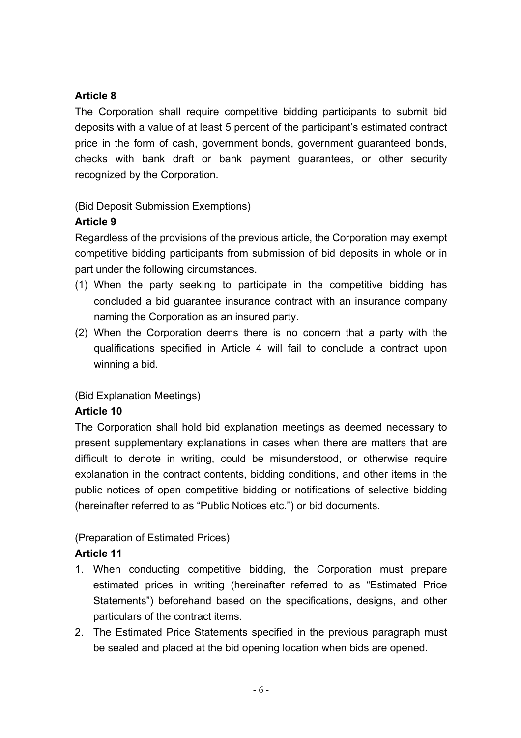**Article 8**

The Corporation shall require competitive bidding participants to submit bid deposits with a value of at least 5 percent of the participant's estimated contract price in the form of cash, government bonds, government guaranteed bonds, checks with bank draft or bank payment guarantees, or other security recognized by the Corporation.

(Bid Deposit Submission Exemptions)

**Article 9**

Regardless of the provisions of the previous article, the Corporation may exempt competitive bidding participants from submission of bid deposits in whole or in part under the following circumstances.

(1) When the party seeking to participate in the competitive bidding has concluded a bid guarantee insurance contract with an insurance company naming the Corporation as an insured party.

(2) When the Corporation deems there is no concern that a party with the qualifications specified in Article 4 will fail to conclude a contract upon winning a bid.

(Bid Explanation Meetings)

**Article 10**

The Corporation shall hold bid explanation meetings as deemed necessary to present supplementary explanations in cases when there are matters that are difficult to denote in writing, could be misunderstood, or otherwise require explanation in the contract contents, bidding conditions, and other items in the public notices of open competitive bidding or notifications of selective bidding (hereinafter referred to as "Public Notices etc.") or bid documents.

(Preparation of Estimated Prices)

**Article 11**

1. When conducting competitive bidding, the Corporation must prepare estimated prices in writing (hereinafter referred to as "Estimated Price Statements") beforehand based on the specifications, designs, and other particulars of the contract items.
2. The Estimated Price Statements specified in the previous paragraph must be sealed and placed at the bid opening location when bids are opened.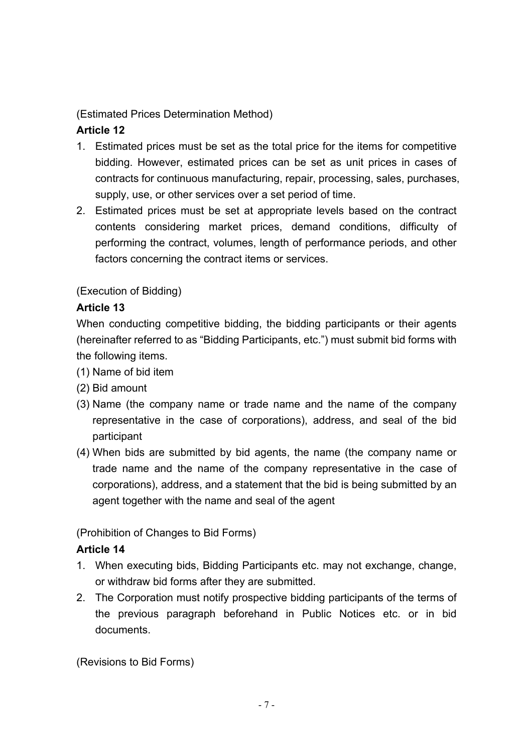(Estimated Prices Determination Method)

**Article 12**

1. Estimated prices must be set as the total price for the items for competitive bidding. However, estimated prices can be set as unit prices in cases of contracts for continuous manufacturing, repair, processing, sales, purchases, supply, use, or other services over a set period of time.
2. Estimated prices must be set at appropriate levels based on the contract contents considering market prices, demand conditions, difficulty of performing the contract, volumes, length of performance periods, and other factors concerning the contract items or services.

(Execution of Bidding)

**Article 13**

When conducting competitive bidding, the bidding participants or their agents (hereinafter referred to as "Bidding Participants, etc.") must submit bid forms with the following items.

(1) Name of bid item
(2) Bid amount
(3) Name (the company name or trade name and the name of the company representative in the case of corporations), address, and seal of the bid participant
(4) When bids are submitted by bid agents, the name (the company name or trade name and the name of the company representative in the case of corporations), address, and a statement that the bid is being submitted by an agent together with the name and seal of the agent

(Prohibition of Changes to Bid Forms)

**Article 14**

1. When executing bids, Bidding Participants etc. may not exchange, change, or withdraw bid forms after they are submitted.
2. The Corporation must notify prospective bidding participants of the terms of the previous paragraph beforehand in Public Notices etc. or in bid documents.

(Revisions to Bid Forms)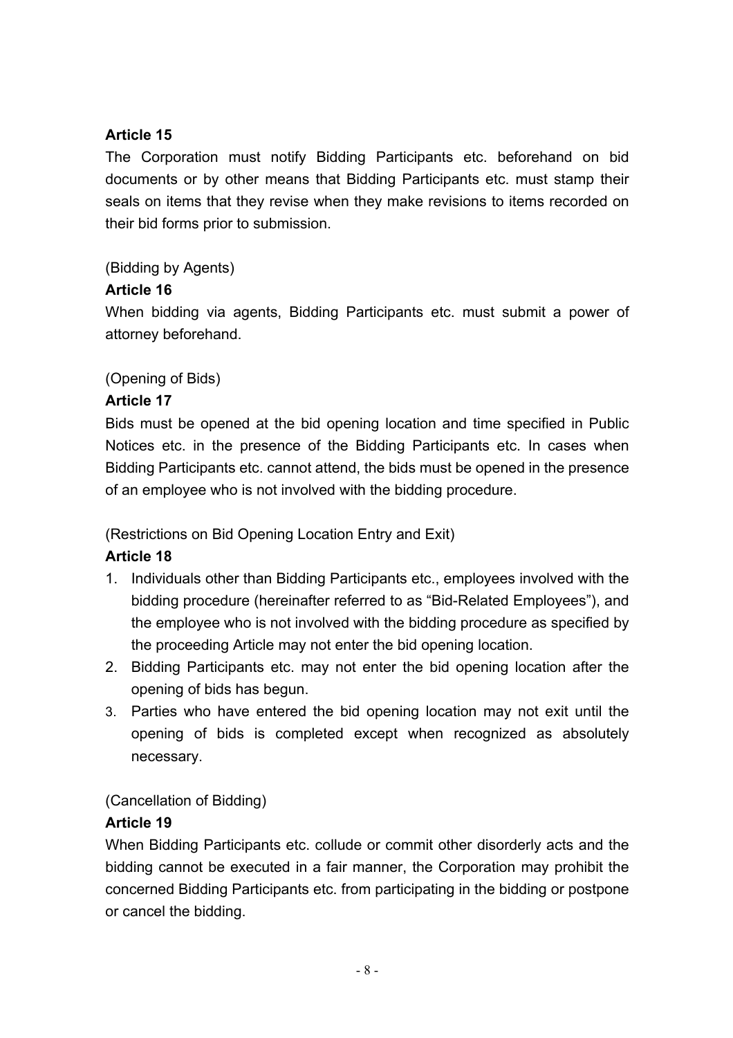**Article 15**

The Corporation must notify Bidding Participants etc. beforehand on bid documents or by other means that Bidding Participants etc. must stamp their seals on items that they revise when they make revisions to items recorded on their bid forms prior to submission.

(Bidding by Agents)

**Article 16**

When bidding via agents, Bidding Participants etc. must submit a power of attorney beforehand.

(Opening of Bids)

**Article 17**

Bids must be opened at the bid opening location and time specified in Public Notices etc. in the presence of the Bidding Participants etc. In cases when Bidding Participants etc. cannot attend, the bids must be opened in the presence of an employee who is not involved with the bidding procedure.

(Restrictions on Bid Opening Location Entry and Exit)

**Article 18**

1. Individuals other than Bidding Participants etc., employees involved with the bidding procedure (hereinafter referred to as "Bid-Related Employees"), and the employee who is not involved with the bidding procedure as specified by the proceeding Article may not enter the bid opening location.
2. Bidding Participants etc. may not enter the bid opening location after the opening of bids has begun.
3. Parties who have entered the bid opening location may not exit until the opening of bids is completed except when recognized as absolutely necessary.

(Cancellation of Bidding)

**Article 19**

When Bidding Participants etc. collude or commit other disorderly acts and the bidding cannot be executed in a fair manner, the Corporation may prohibit the concerned Bidding Participants etc. from participating in the bidding or postpone or cancel the bidding.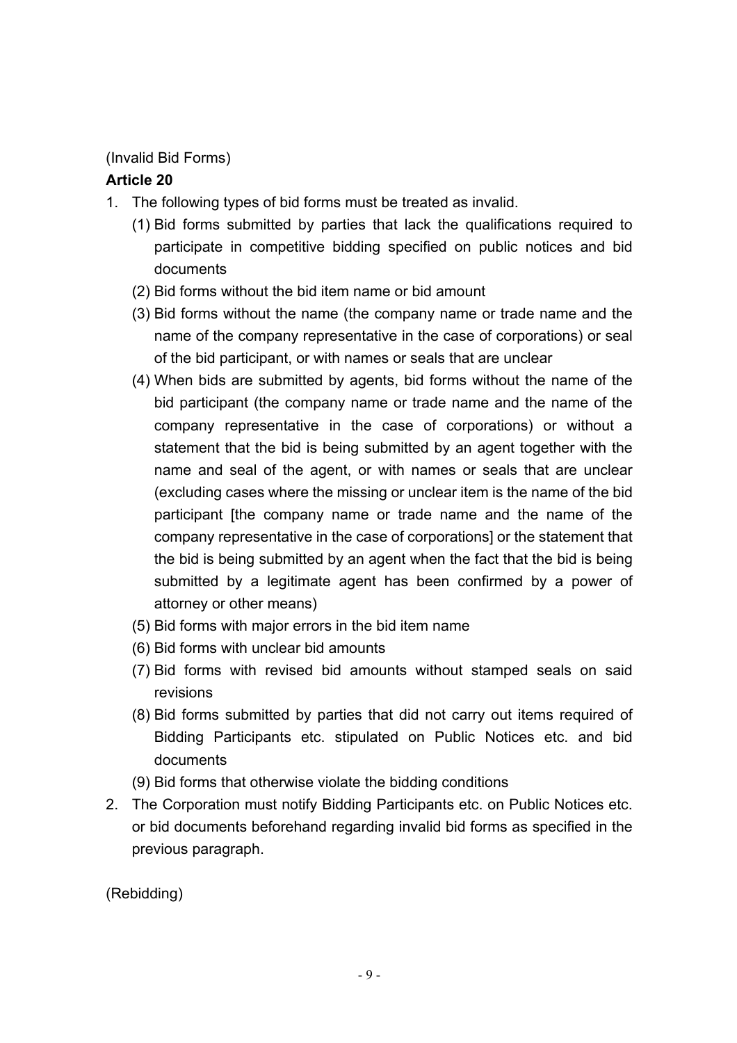(Invalid Bid Forms)

**Article 20**

1. The following types of bid forms must be treated as invalid.
   - (1) Bid forms submitted by parties that lack the qualifications required to participate in competitive bidding specified on public notices and bid documents
   - (2) Bid forms without the bid item name or bid amount
   - (3) Bid forms without the name (the company name or trade name and the name of the company representative in the case of corporations) or seal of the bid participant, or with names or seals that are unclear
   - (4) When bids are submitted by agents, bid forms without the name of the bid participant (the company name or trade name and the name of the company representative in the case of corporations) or without a statement that the bid is being submitted by an agent together with the name and seal of the agent, or with names or seals that are unclear (excluding cases where the missing or unclear item is the name of the bid participant [the company name or trade name and the name of the company representative in the case of corporations] or the statement that the bid is being submitted by an agent when the fact that the bid is being submitted by a legitimate agent has been confirmed by a power of attorney or other means)
   - (5) Bid forms with major errors in the bid item name
   - (6) Bid forms with unclear bid amounts
   - (7) Bid forms with revised bid amounts without stamped seals on said revisions
   - (8) Bid forms submitted by parties that did not carry out items required of Bidding Participants etc. stipulated on Public Notices etc. and bid documents
   - (9) Bid forms that otherwise violate the bidding conditions
2. The Corporation must notify Bidding Participants etc. on Public Notices etc. or bid documents beforehand regarding invalid bid forms as specified in the previous paragraph.

(Rebidding)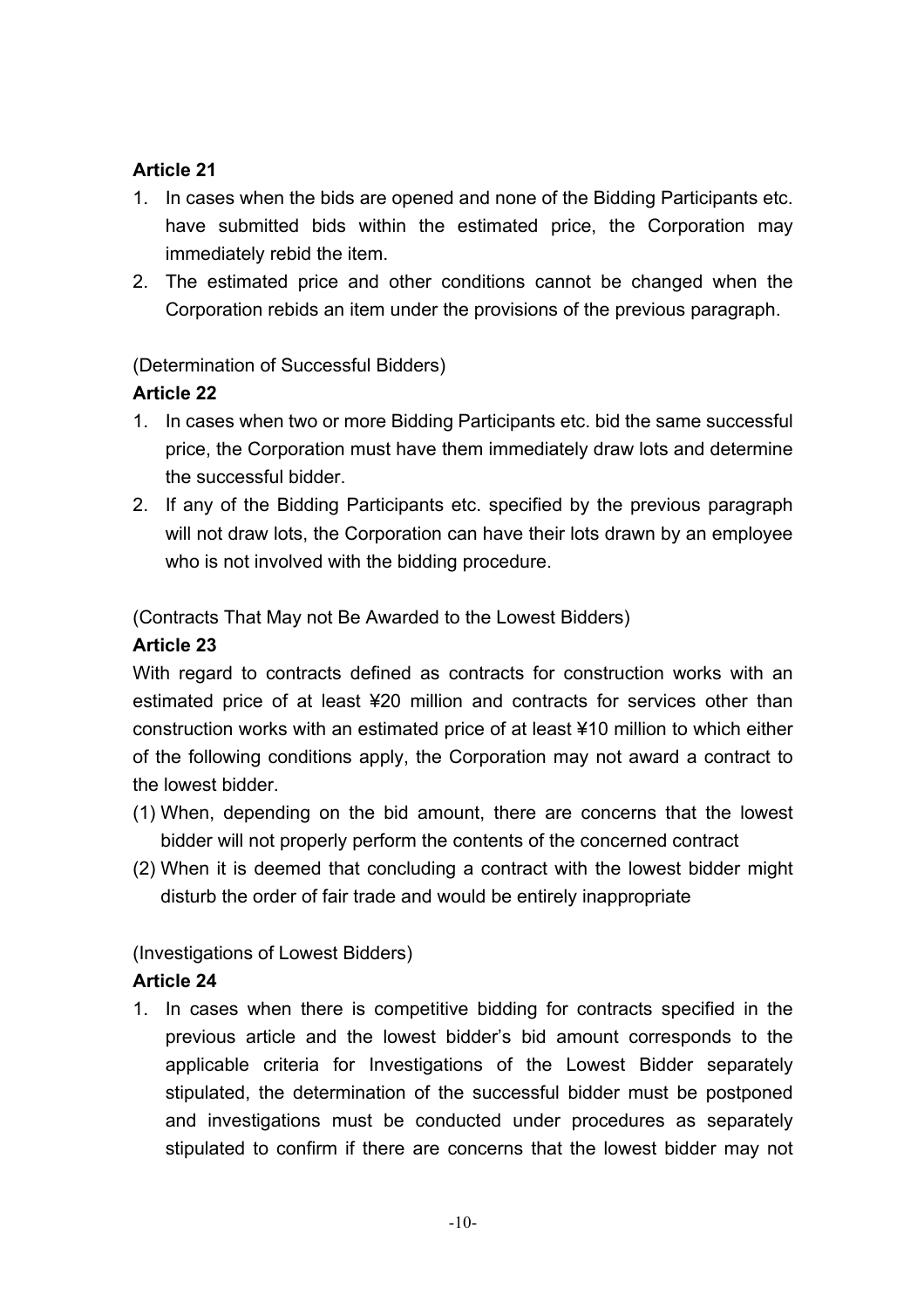**Article 21**

1. In cases when the bids are opened and none of the Bidding Participants etc. have submitted bids within the estimated price, the Corporation may immediately rebid the item.
2. The estimated price and other conditions cannot be changed when the Corporation rebids an item under the provisions of the previous paragraph.

(Determination of Successful Bidders)

**Article 22**

1. In cases when two or more Bidding Participants etc. bid the same successful price, the Corporation must have them immediately draw lots and determine the successful bidder.
2. If any of the Bidding Participants etc. specified by the previous paragraph will not draw lots, the Corporation can have their lots drawn by an employee who is not involved with the bidding procedure.

(Contracts That May not Be Awarded to the Lowest Bidders)

**Article 23**

With regard to contracts defined as contracts for construction works with an estimated price of at least ¥20 million and contracts for services other than construction works with an estimated price of at least ¥10 million to which either of the following conditions apply, the Corporation may not award a contract to the lowest bidder.

(1) When, depending on the bid amount, there are concerns that the lowest bidder will not properly perform the contents of the concerned contract

(2) When it is deemed that concluding a contract with the lowest bidder might disturb the order of fair trade and would be entirely inappropriate

(Investigations of Lowest Bidders)

**Article 24**

1. In cases when there is competitive bidding for contracts specified in the previous article and the lowest bidder's bid amount corresponds to the applicable criteria for Investigations of the Lowest Bidder separately stipulated, the determination of the successful bidder must be postponed and investigations must be conducted under procedures as separately stipulated to confirm if there are concerns that the lowest bidder may not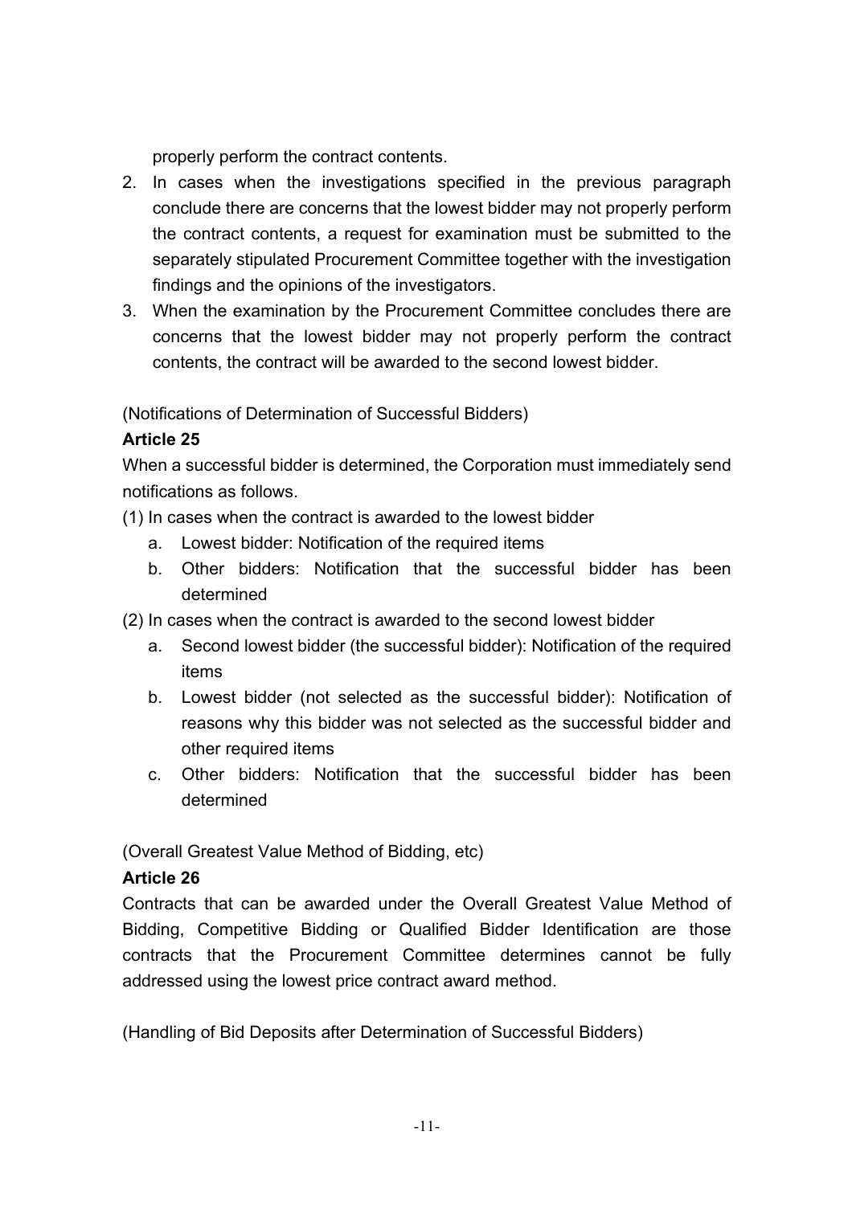properly perform the contract contents.

2. In cases when the investigations specified in the previous paragraph conclude there are concerns that the lowest bidder may not properly perform the contract contents, a request for examination must be submitted to the separately stipulated Procurement Committee together with the investigation findings and the opinions of the investigators.
3. When the examination by the Procurement Committee concludes there are concerns that the lowest bidder may not properly perform the contract contents, the contract will be awarded to the second lowest bidder.

(Notifications of Determination of Successful Bidders)

**Article 25**

When a successful bidder is determined, the Corporation must immediately send notifications as follows.

(1) In cases when the contract is awarded to the lowest bidder
   a. Lowest bidder: Notification of the required items
   b. Other bidders: Notification that the successful bidder has been determined

(2) In cases when the contract is awarded to the second lowest bidder
   a. Second lowest bidder (the successful bidder): Notification of the required items
   b. Lowest bidder (not selected as the successful bidder): Notification of reasons why this bidder was not selected as the successful bidder and other required items
   c. Other bidders: Notification that the successful bidder has been determined

(Overall Greatest Value Method of Bidding, etc)

**Article 26**

Contracts that can be awarded under the Overall Greatest Value Method of Bidding, Competitive Bidding or Qualified Bidder Identification are those contracts that the Procurement Committee determines cannot be fully addressed using the lowest price contract award method.

(Handling of Bid Deposits after Determination of Successful Bidders)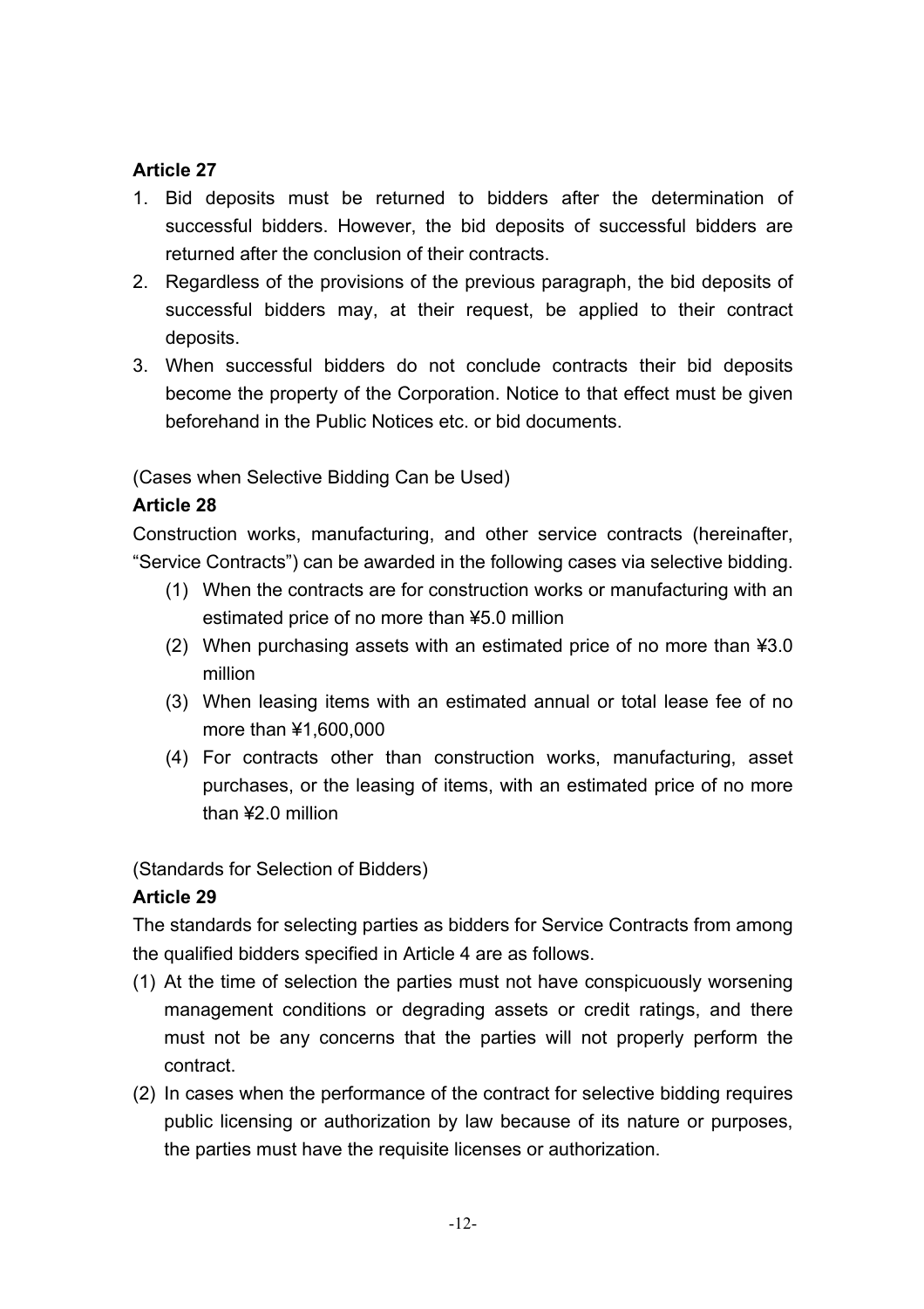**Article 27**

1. Bid deposits must be returned to bidders after the determination of successful bidders. However, the bid deposits of successful bidders are returned after the conclusion of their contracts.
2. Regardless of the provisions of the previous paragraph, the bid deposits of successful bidders may, at their request, be applied to their contract deposits.
3. When successful bidders do not conclude contracts their bid deposits become the property of the Corporation. Notice to that effect must be given beforehand in the Public Notices etc. or bid documents.

(Cases when Selective Bidding Can be Used)

**Article 28**

Construction works, manufacturing, and other service contracts (hereinafter, “Service Contracts”) can be awarded in the following cases via selective bidding.

(1) When the contracts are for construction works or manufacturing with an estimated price of no more than ¥5.0 million

(2) When purchasing assets with an estimated price of no more than ¥3.0 million

(3) When leasing items with an estimated annual or total lease fee of no more than ¥1,600,000

(4) For contracts other than construction works, manufacturing, asset purchases, or the leasing of items, with an estimated price of no more than ¥2.0 million

(Standards for Selection of Bidders)

**Article 29**

The standards for selecting parties as bidders for Service Contracts from among the qualified bidders specified in Article 4 are as follows.

(1) At the time of selection the parties must not have conspicuously worsening management conditions or degrading assets or credit ratings, and there must not be any concerns that the parties will not properly perform the contract.

(2) In cases when the performance of the contract for selective bidding requires public licensing or authorization by law because of its nature or purposes, the parties must have the requisite licenses or authorization.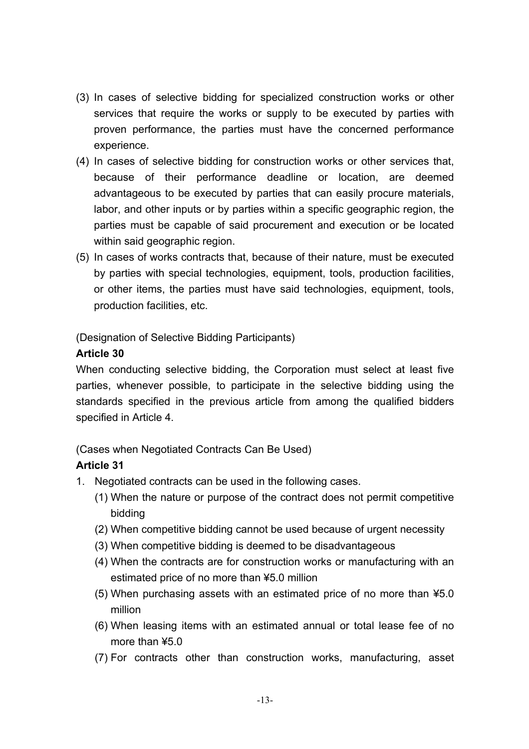(3) In cases of selective bidding for specialized construction works or other services that require the works or supply to be executed by parties with proven performance, the parties must have the concerned performance experience.

(4) In cases of selective bidding for construction works or other services that, because of their performance deadline or location, are deemed advantageous to be executed by parties that can easily procure materials, labor, and other inputs or by parties within a specific geographic region, the parties must be capable of said procurement and execution or be located within said geographic region.

(5) In cases of works contracts that, because of their nature, must be executed by parties with special technologies, equipment, tools, production facilities, or other items, the parties must have said technologies, equipment, tools, production facilities, etc.

(Designation of Selective Bidding Participants)

**Article 30**

When conducting selective bidding, the Corporation must select at least five parties, whenever possible, to participate in the selective bidding using the standards specified in the previous article from among the qualified bidders specified in Article 4.

(Cases when Negotiated Contracts Can Be Used)

**Article 31**

1. Negotiated contracts can be used in the following cases.
   (1) When the nature or purpose of the contract does not permit competitive bidding
   (2) When competitive bidding cannot be used because of urgent necessity
   (3) When competitive bidding is deemed to be disadvantageous
   (4) When the contracts are for construction works or manufacturing with an estimated price of no more than ¥5.0 million
   (5) When purchasing assets with an estimated price of no more than ¥5.0 million
   (6) When leasing items with an estimated annual or total lease fee of no more than ¥5.0
   (7) For contracts other than construction works, manufacturing, asset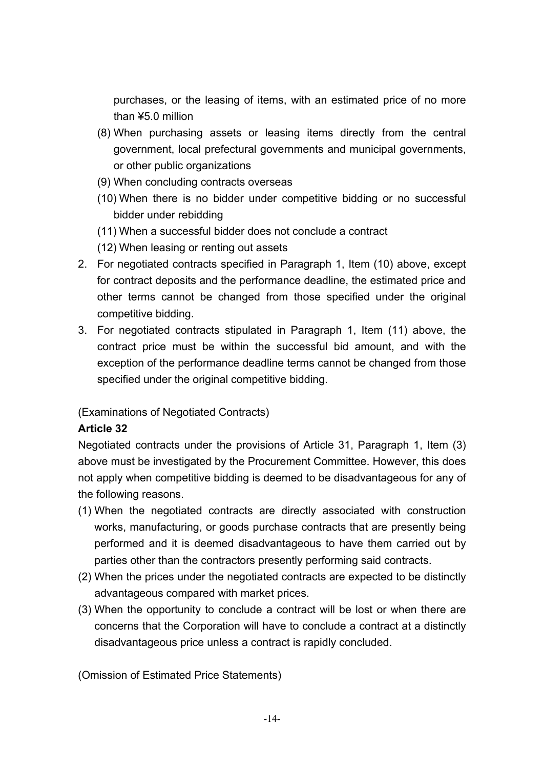purchases, or the leasing of items, with an estimated price of no more than ¥5.0 million

(8) When purchasing assets or leasing items directly from the central government, local prefectural governments and municipal governments, or other public organizations
(9) When concluding contracts overseas
(10) When there is no bidder under competitive bidding or no successful bidder under rebidding
(11) When a successful bidder does not conclude a contract
(12) When leasing or renting out assets

2. For negotiated contracts specified in Paragraph 1, Item (10) above, except for contract deposits and the performance deadline, the estimated price and other terms cannot be changed from those specified under the original competitive bidding.
3. For negotiated contracts stipulated in Paragraph 1, Item (11) above, the contract price must be within the successful bid amount, and with the exception of the performance deadline terms cannot be changed from those specified under the original competitive bidding.

(Examinations of Negotiated Contracts)

**Article 32**

Negotiated contracts under the provisions of Article 31, Paragraph 1, Item (3) above must be investigated by the Procurement Committee. However, this does not apply when competitive bidding is deemed to be disadvantageous for any of the following reasons.

(1) When the negotiated contracts are directly associated with construction works, manufacturing, or goods purchase contracts that are presently being performed and it is deemed disadvantageous to have them carried out by parties other than the contractors presently performing said contracts.
(2) When the prices under the negotiated contracts are expected to be distinctly advantageous compared with market prices.
(3) When the opportunity to conclude a contract will be lost or when there are concerns that the Corporation will have to conclude a contract at a distinctly disadvantageous price unless a contract is rapidly concluded.

(Omission of Estimated Price Statements)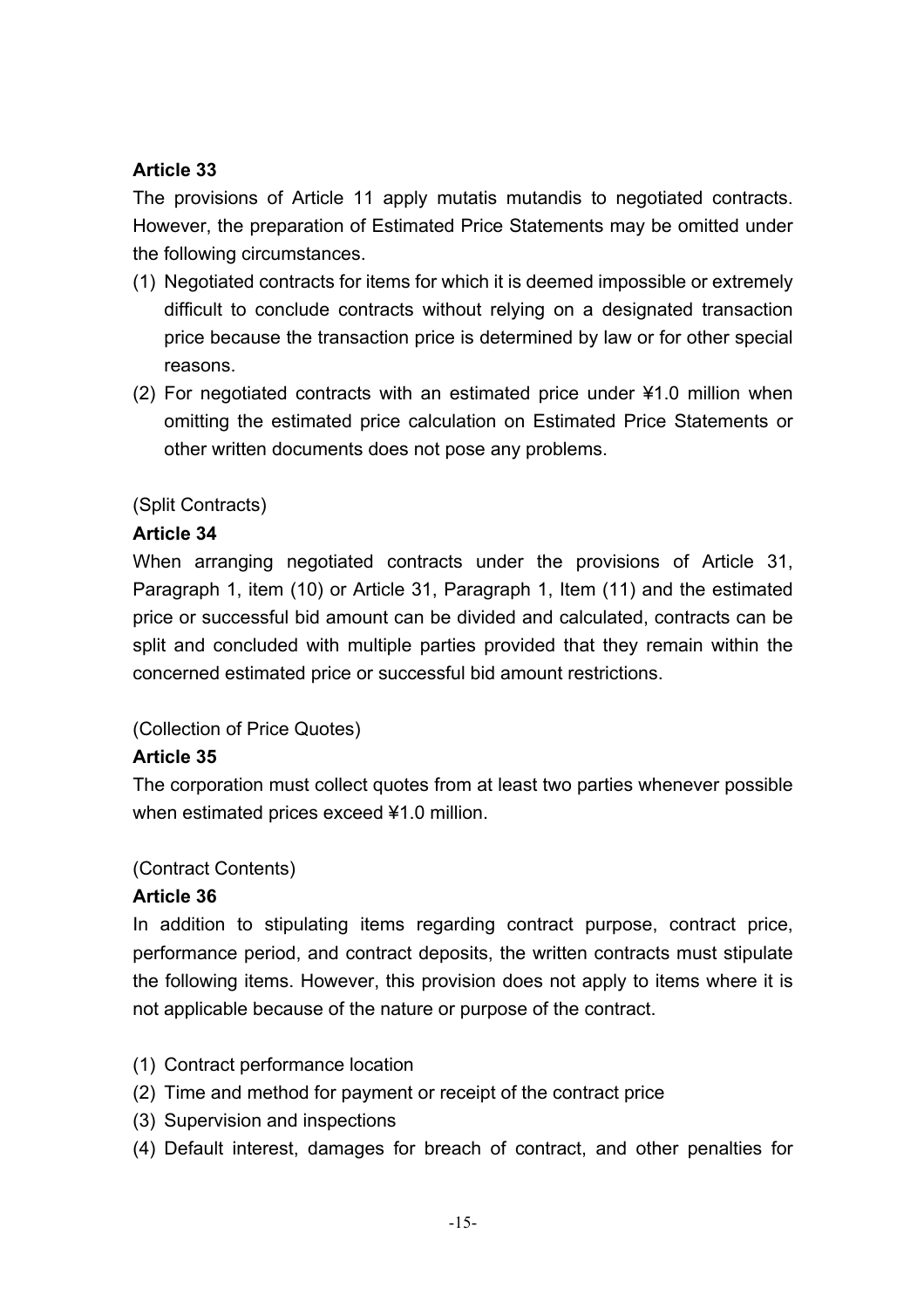**Article 33**

The provisions of Article 11 apply mutatis mutandis to negotiated contracts. However, the preparation of Estimated Price Statements may be omitted under the following circumstances.

(1) Negotiated contracts for items for which it is deemed impossible or extremely difficult to conclude contracts without relying on a designated transaction price because the transaction price is determined by law or for other special reasons.

(2) For negotiated contracts with an estimated price under ¥1.0 million when omitting the estimated price calculation on Estimated Price Statements or other written documents does not pose any problems.

(Split Contracts)

**Article 34**

When arranging negotiated contracts under the provisions of Article 31, Paragraph 1, item (10) or Article 31, Paragraph 1, Item (11) and the estimated price or successful bid amount can be divided and calculated, contracts can be split and concluded with multiple parties provided that they remain within the concerned estimated price or successful bid amount restrictions.

(Collection of Price Quotes)

**Article 35**

The corporation must collect quotes from at least two parties whenever possible when estimated prices exceed ¥1.0 million.

(Contract Contents)

**Article 36**

In addition to stipulating items regarding contract purpose, contract price, performance period, and contract deposits, the written contracts must stipulate the following items. However, this provision does not apply to items where it is not applicable because of the nature or purpose of the contract.

(1) Contract performance location
(2) Time and method for payment or receipt of the contract price
(3) Supervision and inspections
(4) Default interest, damages for breach of contract, and other penalties for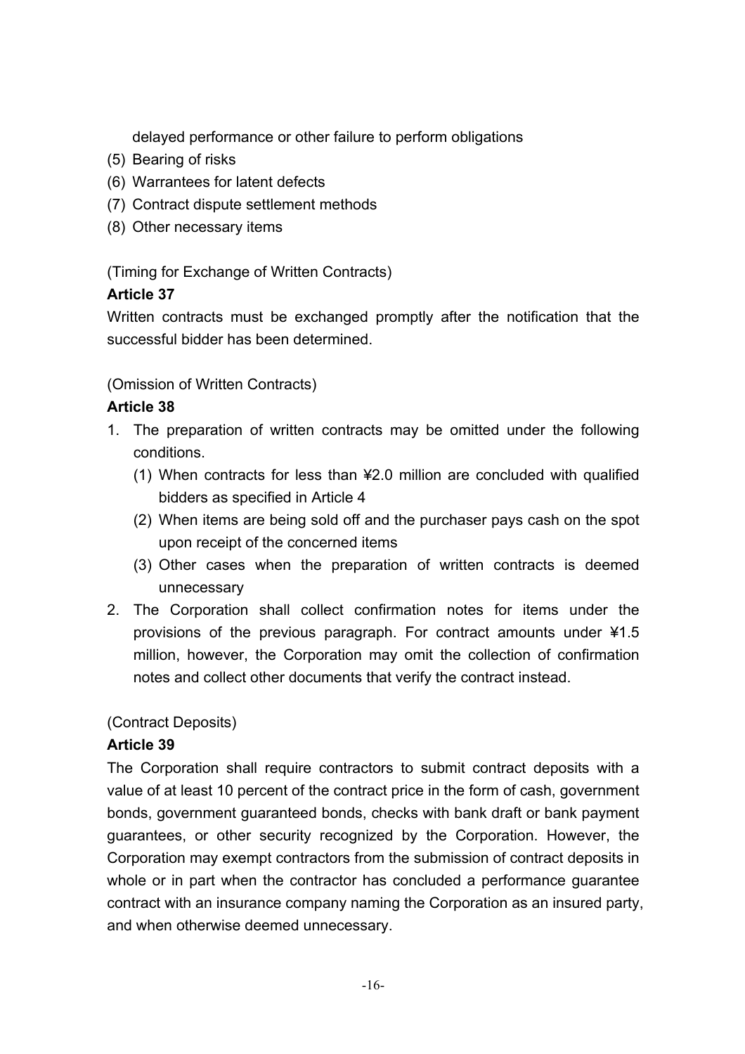delayed performance or other failure to perform obligations

(5) Bearing of risks
(6) Warrantees for latent defects
(7) Contract dispute settlement methods
(8) Other necessary items

(Timing for Exchange of Written Contracts)

**Article 37**

Written contracts must be exchanged promptly after the notification that the successful bidder has been determined.

(Omission of Written Contracts)

**Article 38**

1. The preparation of written contracts may be omitted under the following conditions.
   (1) When contracts for less than ¥2.0 million are concluded with qualified bidders as specified in Article 4
   (2) When items are being sold off and the purchaser pays cash on the spot upon receipt of the concerned items
   (3) Other cases when the preparation of written contracts is deemed unnecessary
2. The Corporation shall collect confirmation notes for items under the provisions of the previous paragraph. For contract amounts under ¥1.5 million, however, the Corporation may omit the collection of confirmation notes and collect other documents that verify the contract instead.

(Contract Deposits)

**Article 39**

The Corporation shall require contractors to submit contract deposits with a value of at least 10 percent of the contract price in the form of cash, government bonds, government guaranteed bonds, checks with bank draft or bank payment guarantees, or other security recognized by the Corporation. However, the Corporation may exempt contractors from the submission of contract deposits in whole or in part when the contractor has concluded a performance guarantee contract with an insurance company naming the Corporation as an insured party, and when otherwise deemed unnecessary.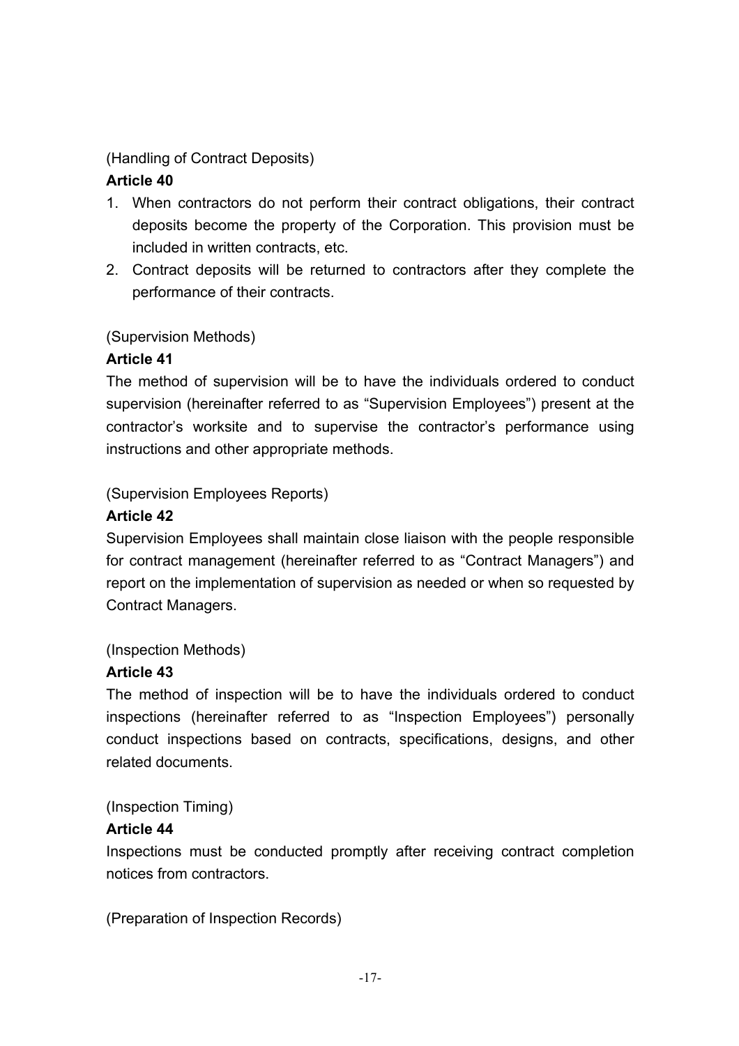(Handling of Contract Deposits)

**Article 40**

1. When contractors do not perform their contract obligations, their contract deposits become the property of the Corporation. This provision must be included in written contracts, etc.
2. Contract deposits will be returned to contractors after they complete the performance of their contracts.

(Supervision Methods)

**Article 41**

The method of supervision will be to have the individuals ordered to conduct supervision (hereinafter referred to as "Supervision Employees") present at the contractor's worksite and to supervise the contractor's performance using instructions and other appropriate methods.

(Supervision Employees Reports)

**Article 42**

Supervision Employees shall maintain close liaison with the people responsible for contract management (hereinafter referred to as "Contract Managers") and report on the implementation of supervision as needed or when so requested by Contract Managers.

(Inspection Methods)

**Article 43**

The method of inspection will be to have the individuals ordered to conduct inspections (hereinafter referred to as "Inspection Employees") personally conduct inspections based on contracts, specifications, designs, and other related documents.

(Inspection Timing)

**Article 44**

Inspections must be conducted promptly after receiving contract completion notices from contractors.

(Preparation of Inspection Records)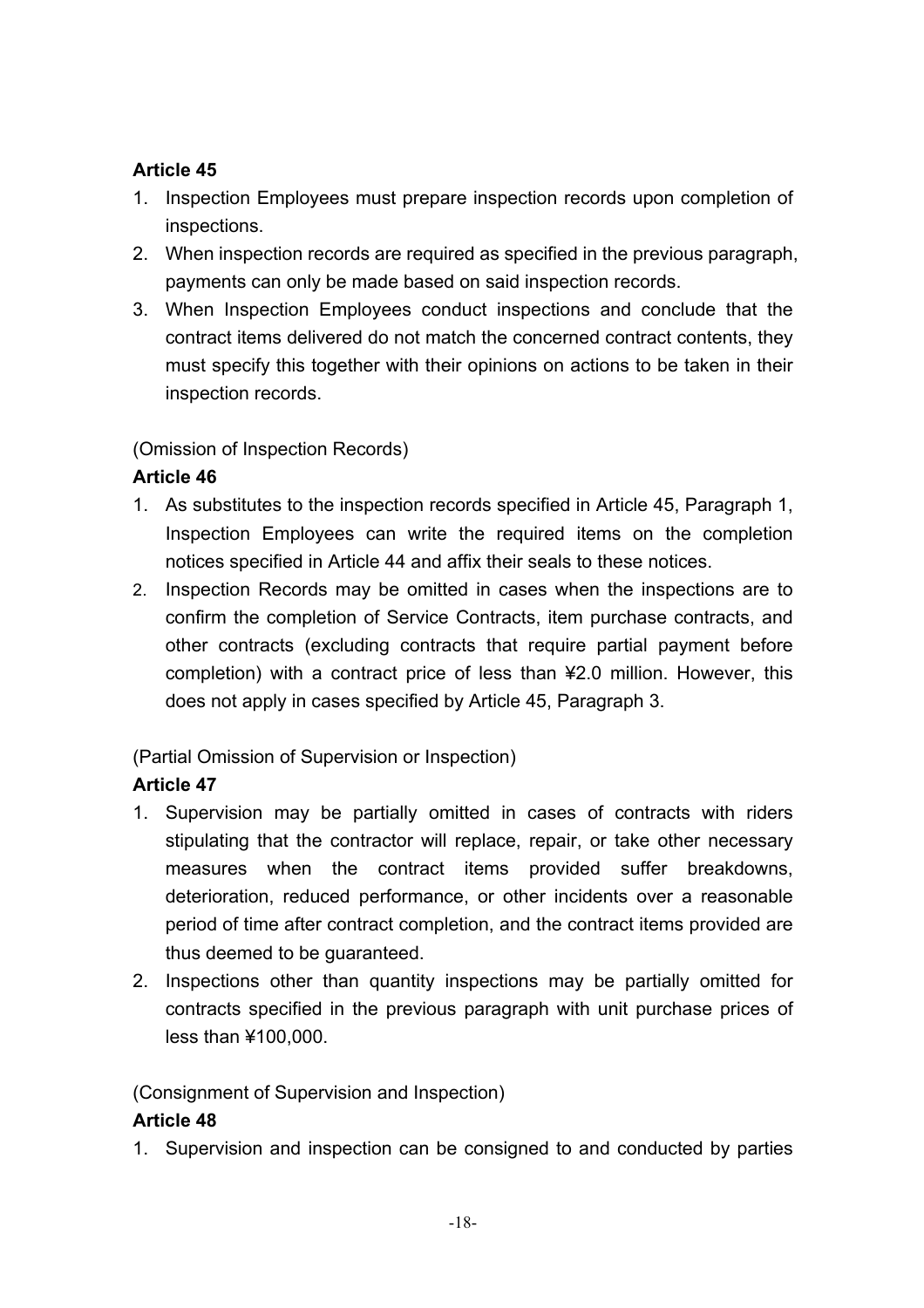**Article 45**

1. Inspection Employees must prepare inspection records upon completion of inspections.
2. When inspection records are required as specified in the previous paragraph, payments can only be made based on said inspection records.
3. When Inspection Employees conduct inspections and conclude that the contract items delivered do not match the concerned contract contents, they must specify this together with their opinions on actions to be taken in their inspection records.

(Omission of Inspection Records)

**Article 46**

1. As substitutes to the inspection records specified in Article 45, Paragraph 1, Inspection Employees can write the required items on the completion notices specified in Article 44 and affix their seals to these notices.
2. Inspection Records may be omitted in cases when the inspections are to confirm the completion of Service Contracts, item purchase contracts, and other contracts (excluding contracts that require partial payment before completion) with a contract price of less than ¥2.0 million. However, this does not apply in cases specified by Article 45, Paragraph 3.

(Partial Omission of Supervision or Inspection)

**Article 47**

1. Supervision may be partially omitted in cases of contracts with riders stipulating that the contractor will replace, repair, or take other necessary measures when the contract items provided suffer breakdowns, deterioration, reduced performance, or other incidents over a reasonable period of time after contract completion, and the contract items provided are thus deemed to be guaranteed.
2. Inspections other than quantity inspections may be partially omitted for contracts specified in the previous paragraph with unit purchase prices of less than ¥100,000.

(Consignment of Supervision and Inspection)

**Article 48**

1. Supervision and inspection can be consigned to and conducted by parties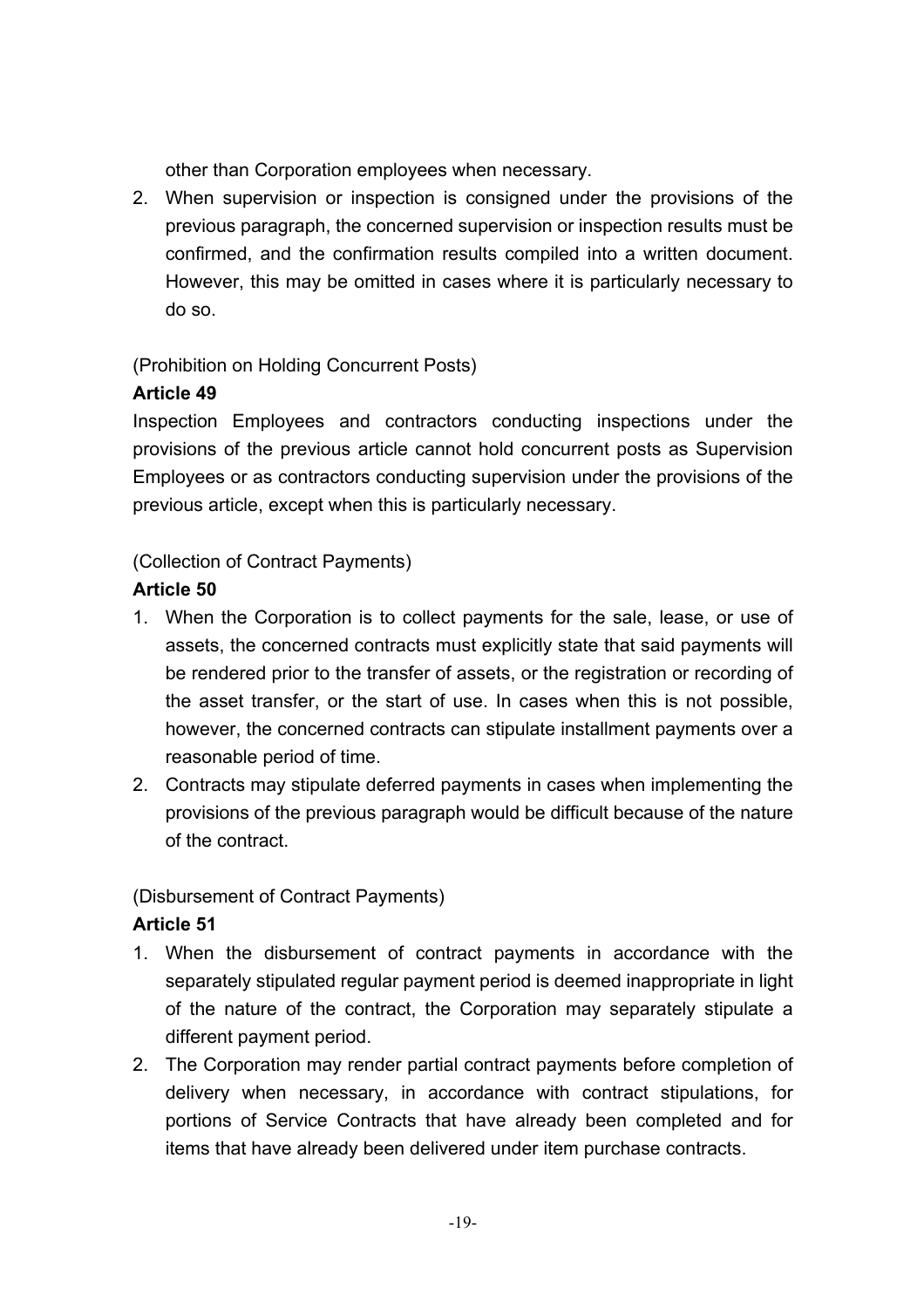other than Corporation employees when necessary.

2. When supervision or inspection is consigned under the provisions of the previous paragraph, the concerned supervision or inspection results must be confirmed, and the confirmation results compiled into a written document. However, this may be omitted in cases where it is particularly necessary to do so.

(Prohibition on Holding Concurrent Posts)

**Article 49**

Inspection Employees and contractors conducting inspections under the provisions of the previous article cannot hold concurrent posts as Supervision Employees or as contractors conducting supervision under the provisions of the previous article, except when this is particularly necessary.

(Collection of Contract Payments)

**Article 50**

1. When the Corporation is to collect payments for the sale, lease, or use of assets, the concerned contracts must explicitly state that said payments will be rendered prior to the transfer of assets, or the registration or recording of the asset transfer, or the start of use. In cases when this is not possible, however, the concerned contracts can stipulate installment payments over a reasonable period of time.
2. Contracts may stipulate deferred payments in cases when implementing the provisions of the previous paragraph would be difficult because of the nature of the contract.

(Disbursement of Contract Payments)

**Article 51**

1. When the disbursement of contract payments in accordance with the separately stipulated regular payment period is deemed inappropriate in light of the nature of the contract, the Corporation may separately stipulate a different payment period.
2. The Corporation may render partial contract payments before completion of delivery when necessary, in accordance with contract stipulations, for portions of Service Contracts that have already been completed and for items that have already been delivered under item purchase contracts.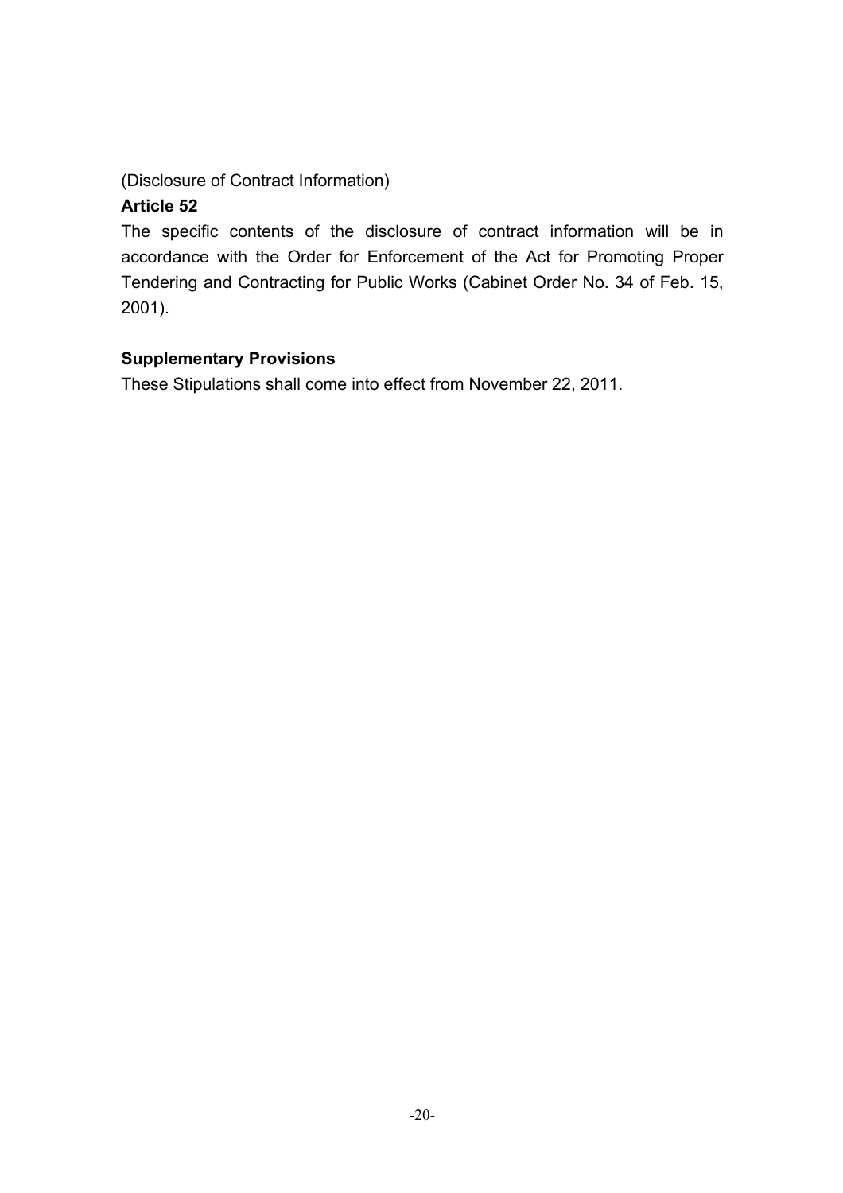(Disclosure of Contract Information)

**Article 52**

The specific contents of the disclosure of contract information will be in accordance with the Order for Enforcement of the Act for Promoting Proper Tendering and Contracting for Public Works (Cabinet Order No. 34 of Feb. 15, 2001).

**Supplementary Provisions**

These Stipulations shall come into effect from November 22, 2011.